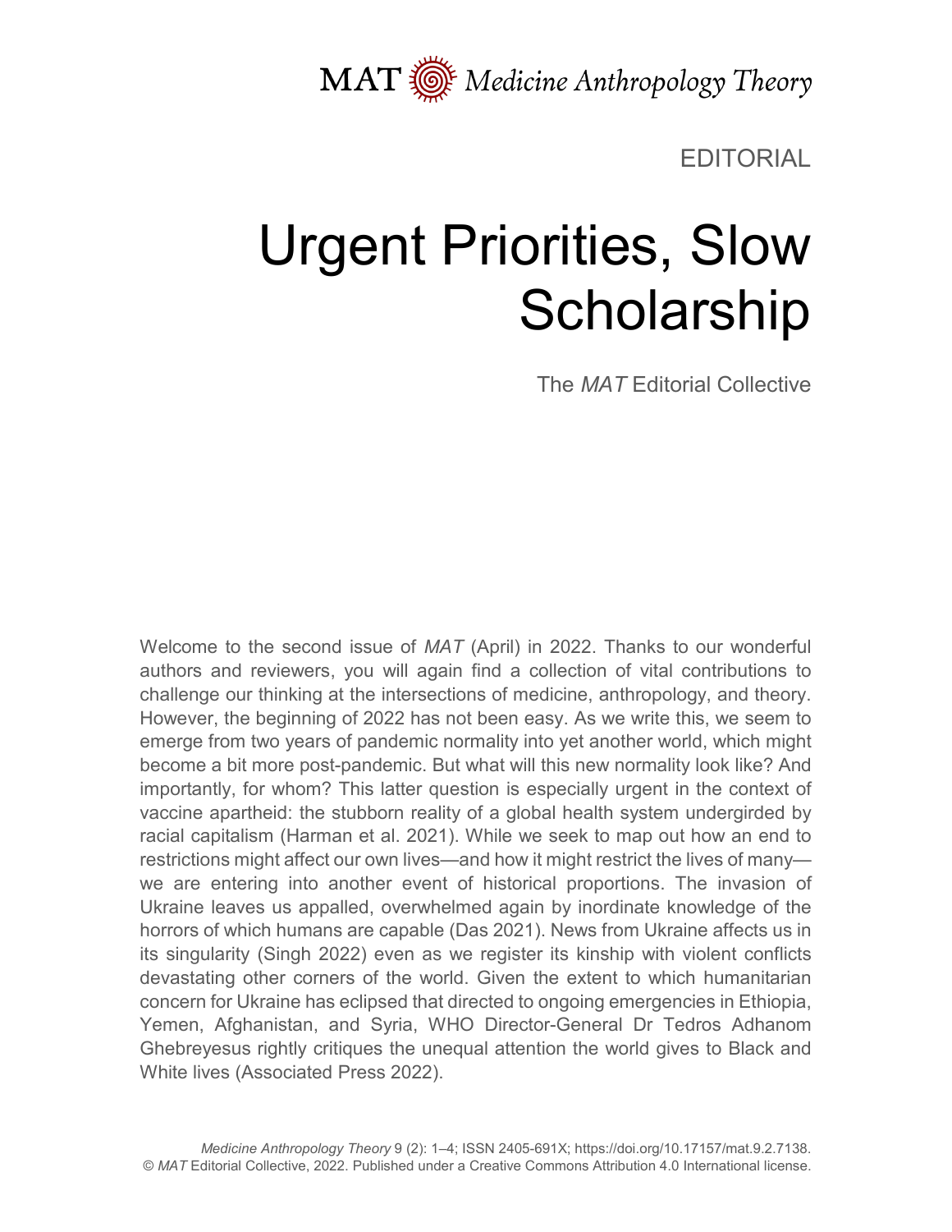MAT Medicine Anthropology Theory

EDITORIAL

# Urgent Priorities, Slow Scholarship

The *MAT* Editorial Collective

Welcome to the second issue of *MAT* (April) in 2022. Thanks to our wonderful authors and reviewers, you will again find a collection of vital contributions to challenge our thinking at the intersections of medicine, anthropology, and theory. However, the beginning of 2022 has not been easy. As we write this, we seem to emerge from two years of pandemic normality into yet another world, which might become a bit more post-pandemic. But what will this new normality look like? And importantly, for whom? This latter question is especially urgent in the context of vaccine apartheid: the stubborn reality of a global health system undergirded by racial capitalism (Harman et al. 2021). While we seek to map out how an end to restrictions might affect our own lives—and how it might restrict the lives of many—we are entering into another event of historical proportions. The invasion of Ukraine leaves us appalled, overwhelmed again by inordinate knowledge of the horrors of which humans are capable (Das 2021). News from Ukraine affects us in its singularity (Singh 2022) even as we register its kinship with violent conflicts devastating other corners of the world. Given the extent to which humanitarian concern for Ukraine has eclipsed that directed to ongoing emergencies in Ethiopia, Yemen, Afghanistan, and Syria, WHO Director-General Dr Tedros Adhanom Ghebreyesus rightly critiques the unequal attention the world gives to Black and White lives (Associated Press 2022).

*Medicine Anthropology Theory* 9 (2): 1–4; ISSN 2405-691X; https://doi.org/10.17157/mat.9.2.7138.
© *MAT* Editorial Collective, 2022. Published under a Creative Commons Attribution 4.0 International license.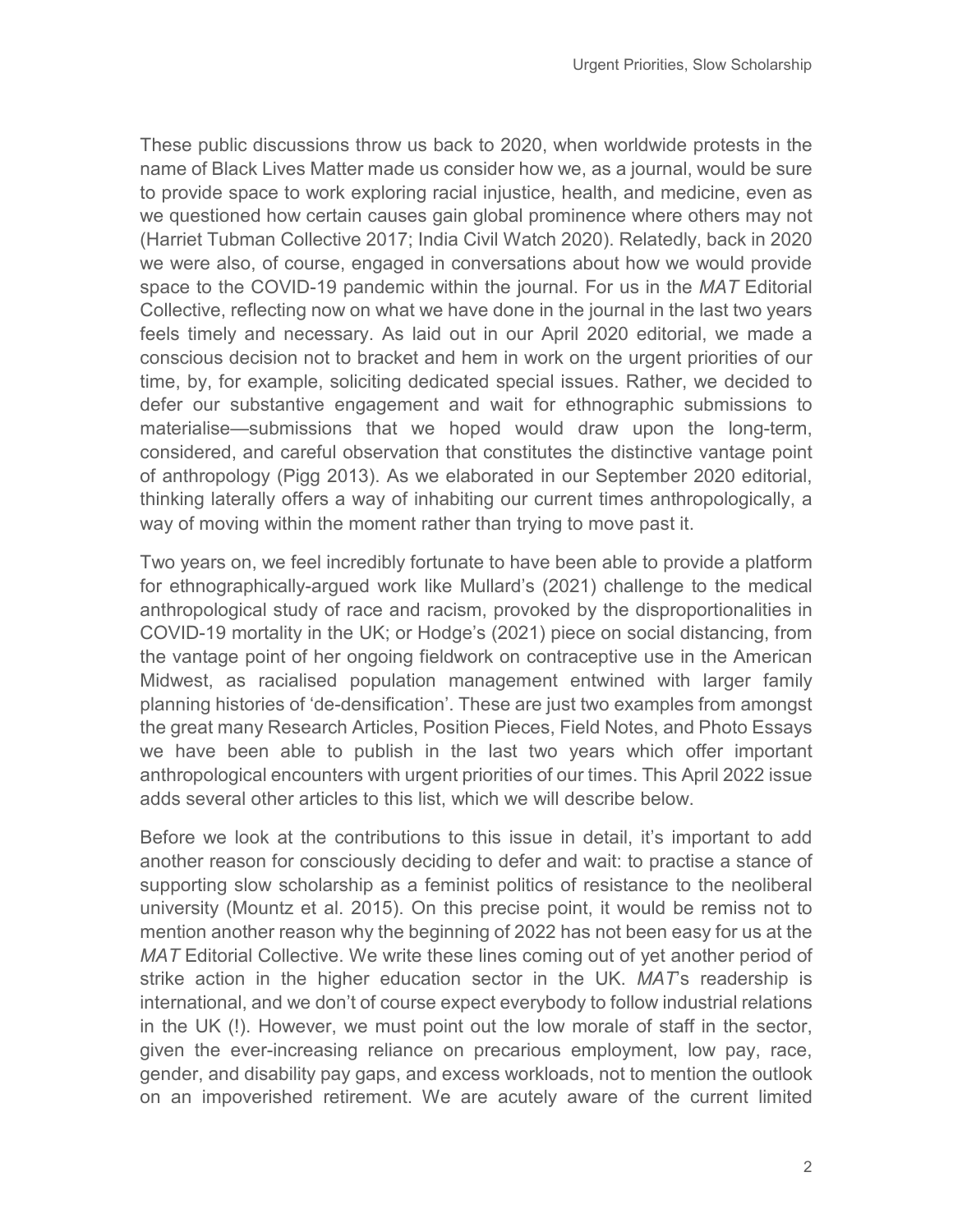These public discussions throw us back to 2020, when worldwide protests in the name of Black Lives Matter made us consider how we, as a journal, would be sure to provide space to work exploring racial injustice, health, and medicine, even as we questioned how certain causes gain global prominence where others may not (Harriet Tubman Collective 2017; India Civil Watch 2020). Relatedly, back in 2020 we were also, of course, engaged in conversations about how we would provide space to the COVID-19 pandemic within the journal. For us in the *MAT* Editorial Collective, reflecting now on what we have done in the journal in the last two years feels timely and necessary. As laid out in our April 2020 editorial, we made a conscious decision not to bracket and hem in work on the urgent priorities of our time, by, for example, soliciting dedicated special issues. Rather, we decided to defer our substantive engagement and wait for ethnographic submissions to materialise—submissions that we hoped would draw upon the long-term, considered, and careful observation that constitutes the distinctive vantage point of anthropology (Pigg 2013). As we elaborated in our September 2020 editorial, thinking laterally offers a way of inhabiting our current times anthropologically, a way of moving within the moment rather than trying to move past it.

Two years on, we feel incredibly fortunate to have been able to provide a platform for ethnographically-argued work like Mullard's (2021) challenge to the medical anthropological study of race and racism, provoked by the disproportionalities in COVID-19 mortality in the UK; or Hodge's (2021) piece on social distancing, from the vantage point of her ongoing fieldwork on contraceptive use in the American Midwest, as racialised population management entwined with larger family planning histories of 'de-densification'. These are just two examples from amongst the great many Research Articles, Position Pieces, Field Notes, and Photo Essays we have been able to publish in the last two years which offer important anthropological encounters with urgent priorities of our times. This April 2022 issue adds several other articles to this list, which we will describe below.

Before we look at the contributions to this issue in detail, it's important to add another reason for consciously deciding to defer and wait: to practise a stance of supporting slow scholarship as a feminist politics of resistance to the neoliberal university (Mountz et al. 2015). On this precise point, it would be remiss not to mention another reason why the beginning of 2022 has not been easy for us at the *MAT* Editorial Collective. We write these lines coming out of yet another period of strike action in the higher education sector in the UK. *MAT*'s readership is international, and we don't of course expect everybody to follow industrial relations in the UK (!). However, we must point out the low morale of staff in the sector, given the ever-increasing reliance on precarious employment, low pay, race, gender, and disability pay gaps, and excess workloads, not to mention the outlook on an impoverished retirement. We are acutely aware of the current limited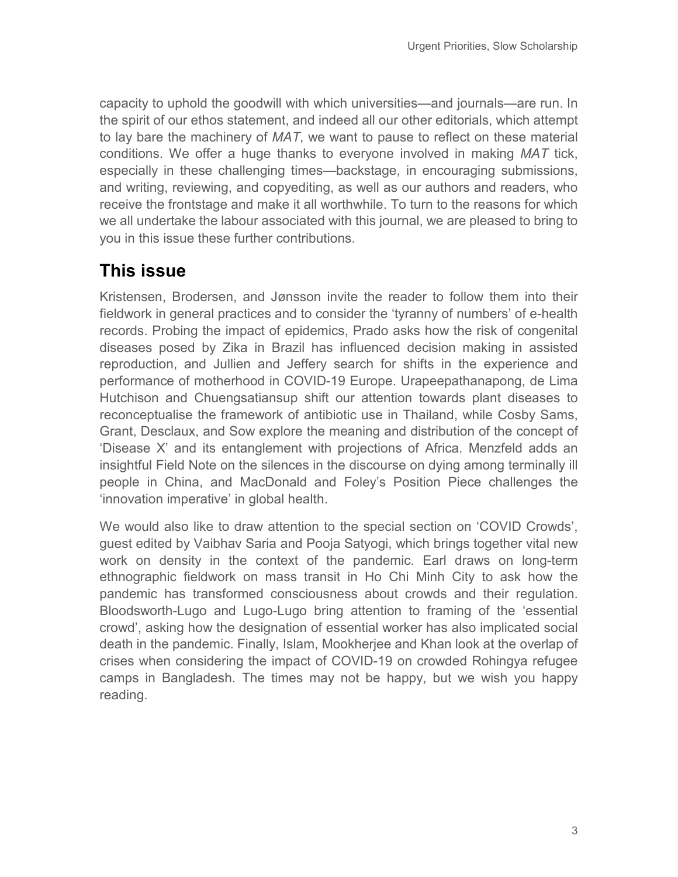capacity to uphold the goodwill with which universities—and journals—are run. In the spirit of our ethos statement, and indeed all our other editorials, which attempt to lay bare the machinery of *MAT*, we want to pause to reflect on these material conditions. We offer a huge thanks to everyone involved in making *MAT* tick, especially in these challenging times—backstage, in encouraging submissions, and writing, reviewing, and copyediting, as well as our authors and readers, who receive the frontstage and make it all worthwhile. To turn to the reasons for which we all undertake the labour associated with this journal, we are pleased to bring to you in this issue these further contributions.

## This issue

Kristensen, Brodersen, and Jønsson invite the reader to follow them into their fieldwork in general practices and to consider the 'tyranny of numbers' of e-health records. Probing the impact of epidemics, Prado asks how the risk of congenital diseases posed by Zika in Brazil has influenced decision making in assisted reproduction, and Jullien and Jeffery search for shifts in the experience and performance of motherhood in COVID-19 Europe. Urapeepathanapong, de Lima Hutchison and Chuengsatiansup shift our attention towards plant diseases to reconceptualise the framework of antibiotic use in Thailand, while Cosby Sams, Grant, Desclaux, and Sow explore the meaning and distribution of the concept of 'Disease X' and its entanglement with projections of Africa. Menzfeld adds an insightful Field Note on the silences in the discourse on dying among terminally ill people in China, and MacDonald and Foley's Position Piece challenges the 'innovation imperative' in global health.

We would also like to draw attention to the special section on 'COVID Crowds', guest edited by Vaibhav Saria and Pooja Satyogi, which brings together vital new work on density in the context of the pandemic. Earl draws on long-term ethnographic fieldwork on mass transit in Ho Chi Minh City to ask how the pandemic has transformed consciousness about crowds and their regulation. Bloodsworth-Lugo and Lugo-Lugo bring attention to framing of the 'essential crowd', asking how the designation of essential worker has also implicated social death in the pandemic. Finally, Islam, Mookherjee and Khan look at the overlap of crises when considering the impact of COVID-19 on crowded Rohingya refugee camps in Bangladesh. The times may not be happy, but we wish you happy reading.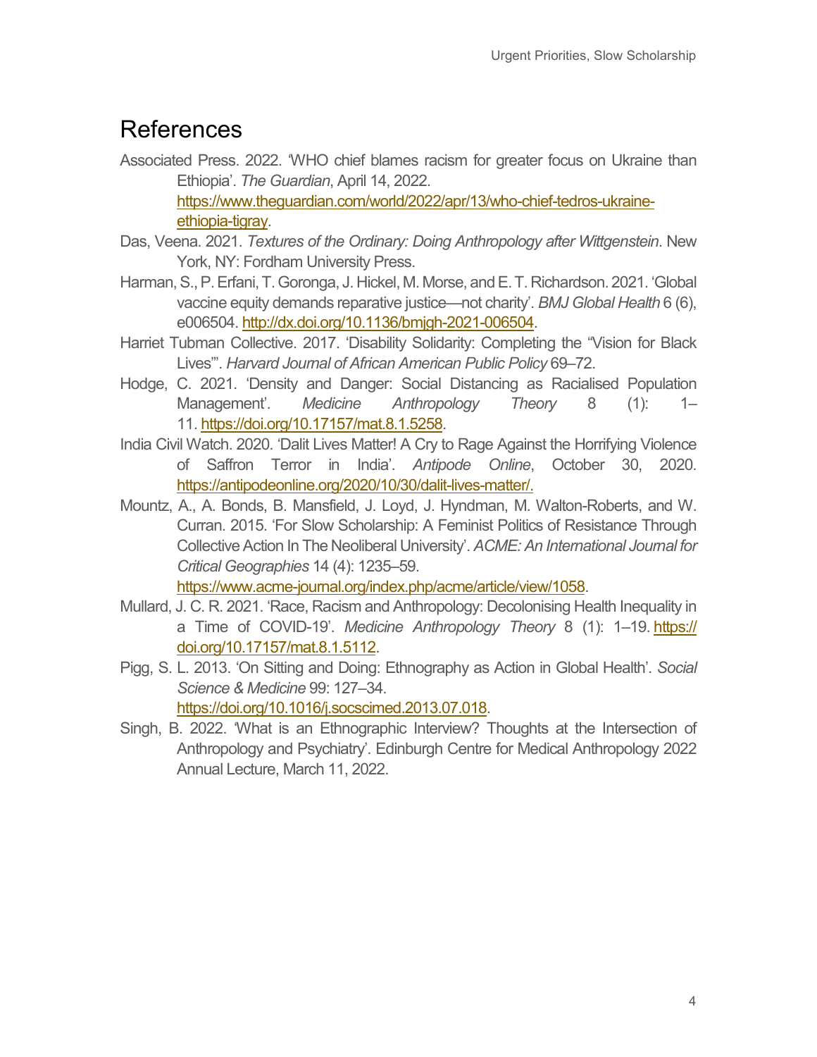# References

Associated Press. 2022. 'WHO chief blames racism for greater focus on Ukraine than Ethiopia'. *The Guardian*, April 14, 2022. https://www.theguardian.com/world/2022/apr/13/who-chief-tedros-ukraine-ethiopia-tigray.

Das, Veena. 2021. *Textures of the Ordinary: Doing Anthropology after Wittgenstein*. New York, NY: Fordham University Press.

Harman, S., P. Erfani, T. Goronga, J. Hickel, M. Morse, and E. T. Richardson. 2021. 'Global vaccine equity demands reparative justice—not charity'. *BMJ Global Health* 6 (6), e006504. http://dx.doi.org/10.1136/bmjgh-2021-006504.

Harriet Tubman Collective. 2017. 'Disability Solidarity: Completing the "Vision for Black Lives"'. *Harvard Journal of African American Public Policy* 69–72.

Hodge, C. 2021. 'Density and Danger: Social Distancing as Racialised Population Management'. *Medicine Anthropology Theory* 8 (1): 1–11. https://doi.org/10.17157/mat.8.1.5258.

India Civil Watch. 2020. 'Dalit Lives Matter! A Cry to Rage Against the Horrifying Violence of Saffron Terror in India'. *Antipode Online*, October 30, 2020. https://antipodeonline.org/2020/10/30/dalit-lives-matter/.

Mountz, A., A. Bonds, B. Mansfield, J. Loyd, J. Hyndman, M. Walton-Roberts, and W. Curran. 2015. 'For Slow Scholarship: A Feminist Politics of Resistance Through Collective Action In The Neoliberal University'. *ACME: An International Journal for Critical Geographies* 14 (4): 1235–59. https://www.acme-journal.org/index.php/acme/article/view/1058.

Mullard, J. C. R. 2021. 'Race, Racism and Anthropology: Decolonising Health Inequality in a Time of COVID-19'. *Medicine Anthropology Theory* 8 (1): 1–19. https://doi.org/10.17157/mat.8.1.5112.

Pigg, S. L. 2013. 'On Sitting and Doing: Ethnography as Action in Global Health'. *Social Science & Medicine* 99: 127–34. https://doi.org/10.1016/j.socscimed.2013.07.018.

Singh, B. 2022. 'What is an Ethnographic Interview? Thoughts at the Intersection of Anthropology and Psychiatry'. Edinburgh Centre for Medical Anthropology 2022 Annual Lecture, March 11, 2022.